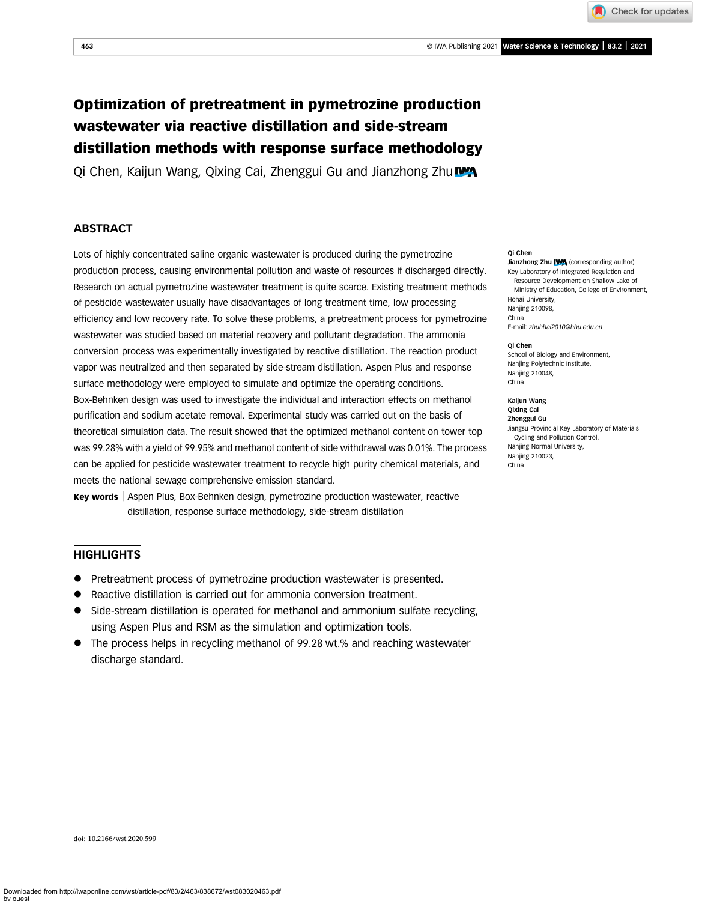# Optimization of pretreatment in pymetrozine production wastewater via reactive distillation and side-stream distillation methods with response surface methodology

Qi Chen, Kaijun Wang, Qixing Cai, Zhenggui Gu and Jianzhong Zhu

## ABSTRACT

Lots of highly concentrated saline organic wastewater is produced during the pymetrozine production process, causing environmental pollution and waste of resources if discharged directly. Research on actual pymetrozine wastewater treatment is quite scarce. Existing treatment methods of pesticide wastewater usually have disadvantages of long treatment time, low processing efficiency and low recovery rate. To solve these problems, a pretreatment process for pymetrozine wastewater was studied based on material recovery and pollutant degradation. The ammonia conversion process was experimentally investigated by reactive distillation. The reaction product vapor was neutralized and then separated by side-stream distillation. Aspen Plus and response surface methodology were employed to simulate and optimize the operating conditions. Box-Behnken design was used to investigate the individual and interaction effects on methanol purification and sodium acetate removal. Experimental study was carried out on the basis of theoretical simulation data. The result showed that the optimized methanol content on tower top was 99.28% with a yield of 99.95% and methanol content of side withdrawal was 0.01%. The process can be applied for pesticide wastewater treatment to recycle high purity chemical materials, and meets the national sewage comprehensive emission standard.

**Key words** | Aspen Plus, Box-Behnken design, pymetrozine production wastewater, reactive distillation, response surface methodology, side-stream distillation

**Qi Chen**
**Jianzhong Zhu** (corresponding author)
Key Laboratory of Integrated Regulation and Resource Development on Shallow Lake of Ministry of Education, College of Environment, Hohai University, Nanjing 210098, China
E-mail: *zhuhhai2010@hhu.edu.cn*

**Qi Chen**
School of Biology and Environment, Nanjing Polytechnic Institute, Nanjing 210048, China

**Kaijun Wang**
**Qixing Cai**
**Zhenggui Gu**
Jiangsu Provincial Key Laboratory of Materials Cycling and Pollution Control, Nanjing Normal University, Nanjing 210023, China

## HIGHLIGHTS

- Pretreatment process of pymetrozine production wastewater is presented.
- Reactive distillation is carried out for ammonia conversion treatment.
- Side-stream distillation is operated for methanol and ammonium sulfate recycling, using Aspen Plus and RSM as the simulation and optimization tools.
- The process helps in recycling methanol of 99.28 wt.% and reaching wastewater discharge standard.

doi: 10.2166/wst.2020.599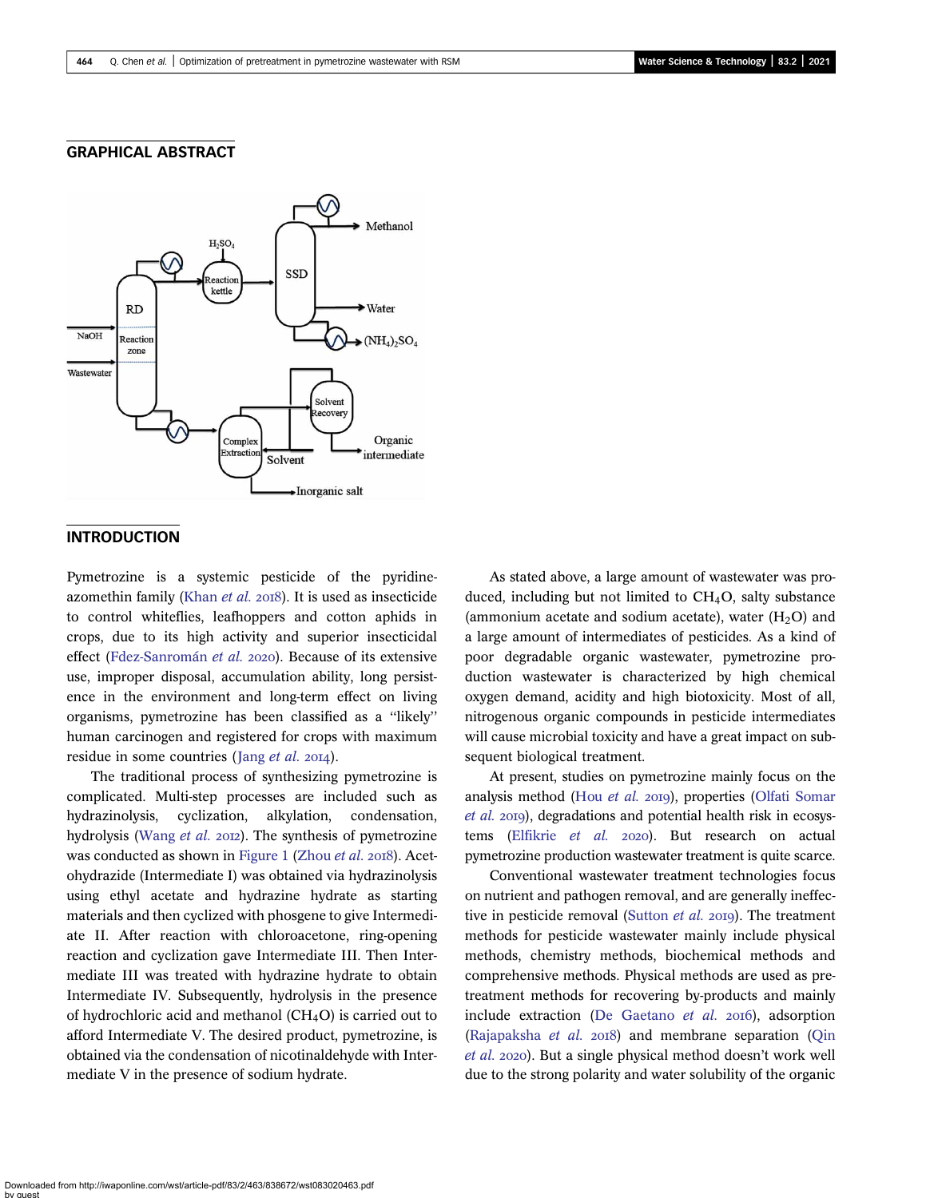## GRAPHICAL ABSTRACT

## INTRODUCTION

Pymetrozine is a systemic pesticide of the pyridine-azomethin family (Khan *et al.* 2018). It is used as insecticide to control whiteflies, leafhoppers and cotton aphids in crops, due to its high activity and superior insecticidal effect (Fdez-Sanromán *et al.* 2020). Because of its extensive use, improper disposal, accumulation ability, long persistence in the environment and long-term effect on living organisms, pymetrozine has been classified as a ''likely'' human carcinogen and registered for crops with maximum residue in some countries (Jang *et al.* 2014).

The traditional process of synthesizing pymetrozine is complicated. Multi-step processes are included such as hydrazinolysis, cyclization, alkylation, condensation, hydrolysis (Wang *et al.* 2012). The synthesis of pymetrozine was conducted as shown in Figure 1 (Zhou *et al.* 2018). Acetohydrazide (Intermediate I) was obtained via hydrazinolysis using ethyl acetate and hydrazine hydrate as starting materials and then cyclized with phosgene to give Intermediate II. After reaction with chloroacetone, ring-opening reaction and cyclization gave Intermediate III. Then Intermediate III was treated with hydrazine hydrate to obtain Intermediate IV. Subsequently, hydrolysis in the presence of hydrochloric acid and methanol ($CH_4O$) is carried out to afford Intermediate V. The desired product, pymetrozine, is obtained via the condensation of nicotinaldehyde with Intermediate V in the presence of sodium hydrate.

As stated above, a large amount of wastewater was produced, including but not limited to $CH_4O$, salty substance (ammonium acetate and sodium acetate), water ($H_2O$) and a large amount of intermediates of pesticides. As a kind of poor degradable organic wastewater, pymetrozine production wastewater is characterized by high chemical oxygen demand, acidity and high biotoxicity. Most of all, nitrogenous organic compounds in pesticide intermediates will cause microbial toxicity and have a great impact on subsequent biological treatment.

At present, studies on pymetrozine mainly focus on the analysis method (Hou *et al.* 2019), properties (Olfati Somar *et al.* 2019), degradations and potential health risk in ecosystems (Elfikrie *et al.* 2020). But research on actual pymetrozine production wastewater treatment is quite scarce.

Conventional wastewater treatment technologies focus on nutrient and pathogen removal, and are generally ineffective in pesticide removal (Sutton *et al.* 2019). The treatment methods for pesticide wastewater mainly include physical methods, chemistry methods, biochemical methods and comprehensive methods. Physical methods are used as pretreatment methods for recovering by-products and mainly include extraction (De Gaetano *et al.* 2016), adsorption (Rajapaksha *et al.* 2018) and membrane separation (Qin *et al.* 2020). But a single physical method doesn't work well due to the strong polarity and water solubility of the organic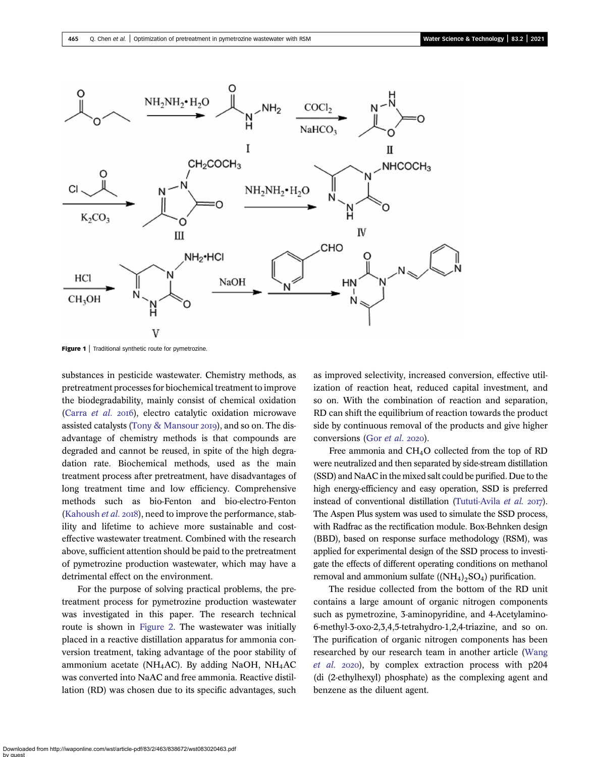Figure 1 | Traditional synthetic route for pymetrozine.

substances in pesticide wastewater. Chemistry methods, as pretreatment processes for biochemical treatment to improve the biodegradability, mainly consist of chemical oxidation (Carra *et al.* 2016), electro catalytic oxidation microwave assisted catalysts (Tony & Mansour 2019), and so on. The disadvantage of chemistry methods is that compounds are degraded and cannot be reused, in spite of the high degradation rate. Biochemical methods, used as the main treatment process after pretreatment, have disadvantages of long treatment time and low efficiency. Comprehensive methods such as bio-Fenton and bio-electro-Fenton (Kahoush *et al.* 2018), need to improve the performance, stability and lifetime to achieve more sustainable and cost-effective wastewater treatment. Combined with the research above, sufficient attention should be paid to the pretreatment of pymetrozine production wastewater, which may have a detrimental effect on the environment.

For the purpose of solving practical problems, the pretreatment process for pymetrozine production wastewater was investigated in this paper. The research technical route is shown in Figure 2. The wastewater was initially placed in a reactive distillation apparatus for ammonia conversion treatment, taking advantage of the poor stability of ammonium acetate ($NH_4AC$). By adding NaOH, $NH_4AC$ was converted into NaAC and free ammonia. Reactive distillation (RD) was chosen due to its specific advantages, such as improved selectivity, increased conversion, effective utilization of reaction heat, reduced capital investment, and so on. With the combination of reaction and separation, RD can shift the equilibrium of reaction towards the product side by continuous removal of the products and give higher conversions (Gor *et al.* 2020).

Free ammonia and $CH_4O$ collected from the top of RD were neutralized and then separated by side-stream distillation (SSD) and NaAC in the mixed salt could be purified. Due to the high energy-efficiency and easy operation, SSD is preferred instead of conventional distillation (Tututi-Avila *et al.* 2017). The Aspen Plus system was used to simulate the SSD process, with Radfrac as the rectification module. Box-Behnken design (BBD), based on response surface methodology (RSM), was applied for experimental design of the SSD process to investigate the effects of different operating conditions on methanol removal and ammonium sulfate ($(NH_4)_2SO_4$) purification.

The residue collected from the bottom of the RD unit contains a large amount of organic nitrogen components such as pymetrozine, 3-aminopyridine, and 4-Acetylamino-6-methyl-3-oxo-2,3,4,5-tetrahydro-1,2,4-triazine, and so on. The purification of organic nitrogen components has been researched by our research team in another article (Wang *et al.* 2020), by complex extraction process with p204 (di (2-ethylhexyl) phosphate) as the complexing agent and benzene as the diluent agent.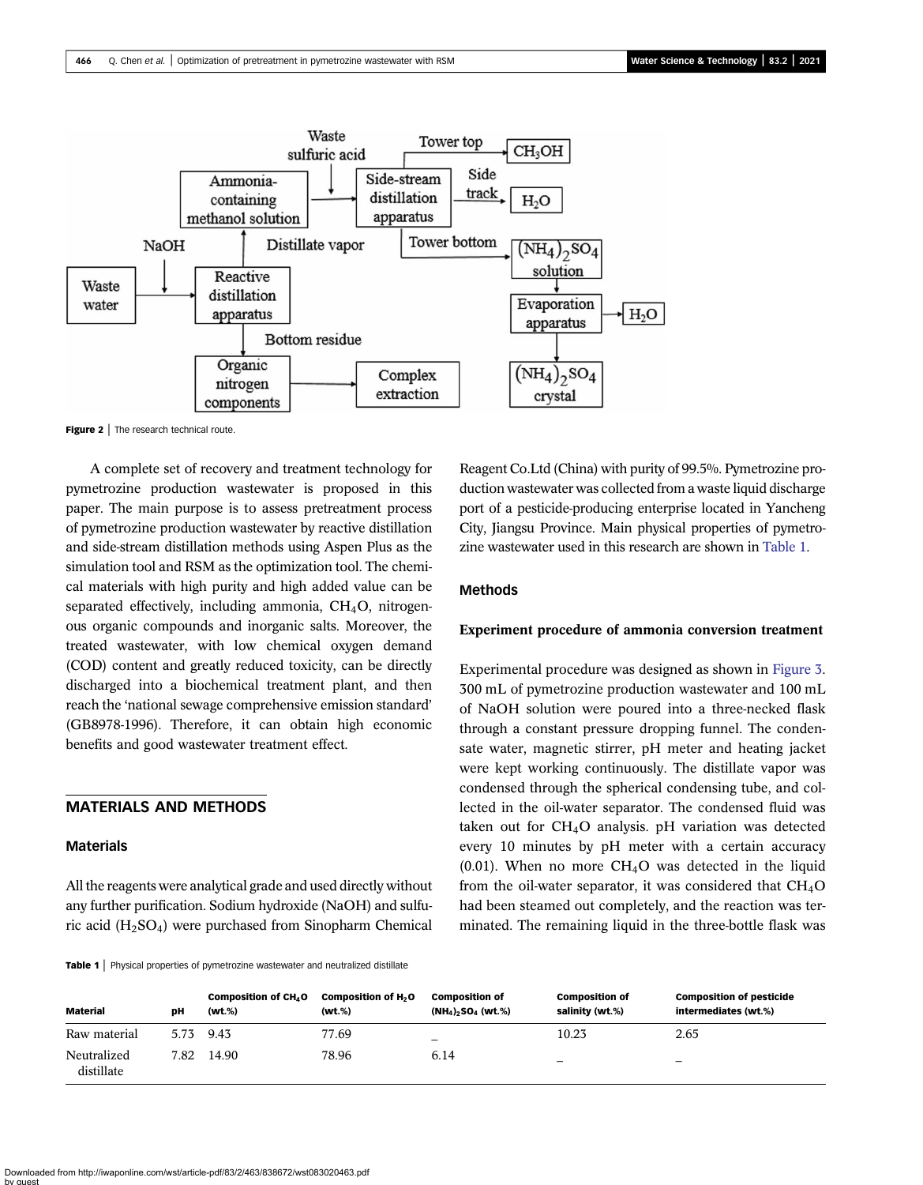Figure 2 | The research technical route.

A complete set of recovery and treatment technology for pymetrozine production wastewater is proposed in this paper. The main purpose is to assess pretreatment process of pymetrozine production wastewater by reactive distillation and side-stream distillation methods using Aspen Plus as the simulation tool and RSM as the optimization tool. The chemical materials with high purity and high added value can be separated effectively, including ammonia, $CH_4O$, nitrogenous organic compounds and inorganic salts. Moreover, the treated wastewater, with low chemical oxygen demand (COD) content and greatly reduced toxicity, can be directly discharged into a biochemical treatment plant, and then reach the 'national sewage comprehensive emission standard' (GB8978-1996). Therefore, it can obtain high economic benefits and good wastewater treatment effect.

## MATERIALS AND METHODS

### Materials

All the reagents were analytical grade and used directly without any further purification. Sodium hydroxide (NaOH) and sulfuric acid ($H_2SO_4$) were purchased from Sinopharm Chemical Reagent Co.Ltd (China) with purity of 99.5%. Pymetrozine production wastewater was collected from a waste liquid discharge port of a pesticide-producing enterprise located in Yancheng City, Jiangsu Province. Main physical properties of pymetrozine wastewater used in this research are shown in Table 1.

### Methods

#### Experiment procedure of ammonia conversion treatment

Experimental procedure was designed as shown in Figure 3. 300 mL of pymetrozine production wastewater and 100 mL of NaOH solution were poured into a three-necked flask through a constant pressure dropping funnel. The condensate water, magnetic stirrer, pH meter and heating jacket were kept working continuously. The distillate vapor was condensed through the spherical condensing tube, and collected in the oil-water separator. The condensed fluid was taken out for $CH_4O$ analysis. pH variation was detected every 10 minutes by pH meter with a certain accuracy (0.01). When no more $CH_4O$ was detected in the liquid from the oil-water separator, it was considered that $CH_4O$ had been steamed out completely, and the reaction was terminated. The remaining liquid in the three-bottle flask was

Table 1 | Physical properties of pymetrozine wastewater and neutralized distillate

| Material | pH | Composition of $CH_4O$ (wt.%) | Composition of $H_2O$ (wt.%) | Composition of $(NH_4)_2SO_4$ (wt.%) | Composition of salinity (wt.%) | Composition of pesticide intermediates (wt.%) |
|---|---|---|---|---|---|---|
| Raw material | 5.73 | 9.43 | 77.69 | – | 10.23 | 2.65 |
| Neutralized distillate | 7.82 | 14.90 | 78.96 | 6.14 | – | – |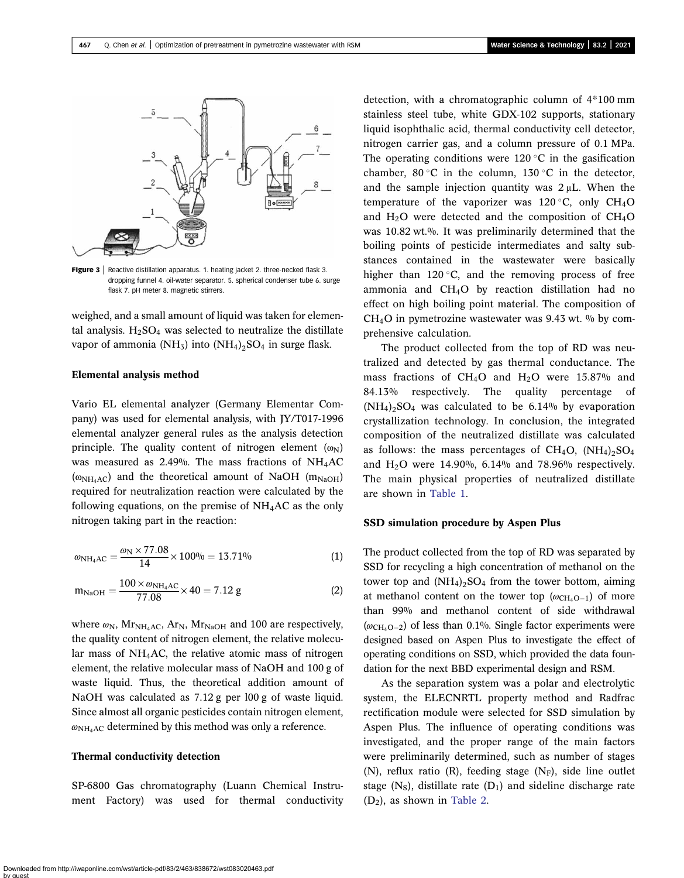Figure 3 | Reactive distillation apparatus. 1. heating jacket 2. three-necked flask 3. dropping funnel 4. oil-water separator. 5. spherical condenser tube 6. surge flask 7. pH meter 8. magnetic stirrers.

weighed, and a small amount of liquid was taken for elemental analysis. $H_2SO_4$ was selected to neutralize the distillate vapor of ammonia ($NH_3$) into $(NH_4)_2SO_4$ in surge flask.

### Elemental analysis method

Vario EL elemental analyzer (Germany Elementar Company) was used for elemental analysis, with JY/T017-1996 elemental analyzer general rules as the analysis detection principle. The quality content of nitrogen element ($\omega_N$) was measured as 2.49%. The mass fractions of $NH_4AC$ ($\omega_{NH_4AC}$) and the theoretical amount of NaOH ($m_{NaOH}$) required for neutralization reaction were calculated by the following equations, on the premise of $NH_4AC$ as the only nitrogen taking part in the reaction:

$$\omega_{NH_4AC} = \frac{\omega_N \times 77.08}{14} \times 100\% = 13.71\% \tag{1}$$

$$m_{NaOH} = \frac{100 \times \omega_{NH_4AC}}{77.08} \times 40 = 7.12\text{ g} \tag{2}$$

where $\omega_N$, $Mr_{NH_4AC}$, $Ar_N$, $Mr_{NaOH}$ and 100 are respectively, the quality content of nitrogen element, the relative molecular mass of $NH_4AC$, the relative atomic mass of nitrogen element, the relative molecular mass of NaOH and 100 g of waste liquid. Thus, the theoretical addition amount of NaOH was calculated as 7.12 g per l00 g of waste liquid. Since almost all organic pesticides contain nitrogen element, $\omega_{NH_4AC}$ determined by this method was only a reference.

### Thermal conductivity detection

SP-6800 Gas chromatography (Luann Chemical Instrument Factory) was used for thermal conductivity detection, with a chromatographic column of 4*100 mm stainless steel tube, white GDX-102 supports, stationary liquid isophthalic acid, thermal conductivity cell detector, nitrogen carrier gas, and a column pressure of 0.1 MPa. The operating conditions were 120 °C in the gasification chamber, 80 °C in the column, 130 °C in the detector, and the sample injection quantity was 2 μL. When the temperature of the vaporizer was 120 °C, only $CH_4O$ and $H_2O$ were detected and the composition of $CH_4O$ was 10.82 wt.%. It was preliminarily determined that the boiling points of pesticide intermediates and salty substances contained in the wastewater were basically higher than 120 °C, and the removing process of free ammonia and $CH_4O$ by reaction distillation had no effect on high boiling point material. The composition of $CH_4O$ in pymetrozine wastewater was 9.43 wt. % by comprehensive calculation.

The product collected from the top of RD was neutralized and detected by gas thermal conductance. The mass fractions of $CH_4O$ and $H_2O$ were 15.87% and 84.13% respectively. The quality percentage of $(NH_4)_2SO_4$ was calculated to be 6.14% by evaporation crystallization technology. In conclusion, the integrated composition of the neutralized distillate was calculated as follows: the mass percentages of $CH_4O$, $(NH_4)_2SO_4$ and $H_2O$ were 14.90%, 6.14% and 78.96% respectively. The main physical properties of neutralized distillate are shown in Table 1.

### SSD simulation procedure by Aspen Plus

The product collected from the top of RD was separated by SSD for recycling a high concentration of methanol on the tower top and $(NH_4)_2SO_4$ from the tower bottom, aiming at methanol content on the tower top ($\omega_{CH_4O-1}$) of more than 99% and methanol content of side withdrawal ($\omega_{CH_4O-2}$) of less than 0.1%. Single factor experiments were designed based on Aspen Plus to investigate the effect of operating conditions on SSD, which provided the data foundation for the next BBD experimental design and RSM.

As the separation system was a polar and electrolytic system, the ELECNRTL property method and Radfrac rectification module were selected for SSD simulation by Aspen Plus. The influence of operating conditions was investigated, and the proper range of the main factors were preliminarily determined, such as number of stages (N), reflux ratio (R), feeding stage ($N_F$), side line outlet stage ($N_S$), distillate rate ($D_1$) and sideline discharge rate ($D_2$), as shown in Table 2.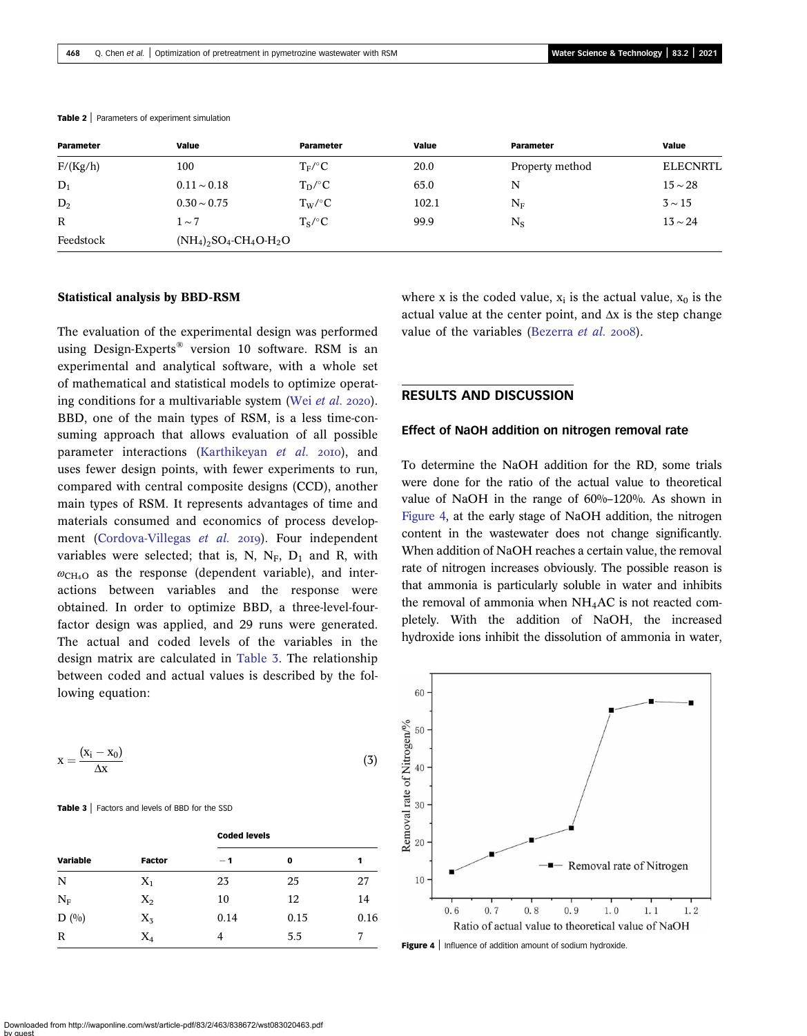**Table 2** | Parameters of experiment simulation

| Parameter | Value | Parameter | Value | Parameter | Value |
|---|---|---|---|---|---|
| F/(Kg/h) | 100 | $T_F$/°C | 20.0 | Property method | ELECNRTL |
| $D_1$ | 0.11 ~ 0.18 | $T_D$/°C | 65.0 | N | 15 ~ 28 |
| $D_2$ | 0.30 ~ 0.75 | $T_W$/°C | 102.1 | $N_F$ | 3 ~ 15 |
| R | 1 ~ 7 | $T_S$/°C | 99.9 | $N_S$ | 13 ~ 24 |
| Feedstock | $(NH_4)_2SO_4$-$CH_4O$-$H_2O$ | | | | |

### Statistical analysis by BBD-RSM

The evaluation of the experimental design was performed using Design-Experts® version 10 software. RSM is an experimental and analytical software, with a whole set of mathematical and statistical models to optimize operating conditions for a multivariable system (Wei *et al.* 2020). BBD, one of the main types of RSM, is a less time-consuming approach that allows evaluation of all possible parameter interactions (Karthikeyan *et al.* 2010), and uses fewer design points, with fewer experiments to run, compared with central composite designs (CCD), another main types of RSM. It represents advantages of time and materials consumed and economics of process development (Cordova-Villegas *et al.* 2019). Four independent variables were selected; that is, N, $N_F$, $D_1$ and R, with $\omega_{CH_4O}$ as the response (dependent variable), and interactions between variables and the response were obtained. In order to optimize BBD, a three-level-four-factor design was applied, and 29 runs were generated. The actual and coded levels of the variables in the design matrix are calculated in Table 3. The relationship between coded and actual values is described by the following equation:

$$x = \frac{(x_i - x_0)}{\Delta x} \tag{3}$$

**Table 3** | Factors and levels of BBD for the SSD

| Variable | Factor | Coded levels −1 | 0 | 1 |
|---|---|---|---|---|
| N | $X_1$ | 23 | 25 | 27 |
| $N_F$ | $X_2$ | 10 | 12 | 14 |
| D (%) | $X_3$ | 0.14 | 0.15 | 0.16 |
| R | $X_4$ | 4 | 5.5 | 7 |

where x is the coded value, $x_i$ is the actual value, $x_0$ is the actual value at the center point, and $\Delta x$ is the step change value of the variables (Bezerra *et al.* 2008).

## RESULTS AND DISCUSSION

### Effect of NaOH addition on nitrogen removal rate

To determine the NaOH addition for the RD, some trials were done for the ratio of the actual value to theoretical value of NaOH in the range of 60%–120%. As shown in Figure 4, at the early stage of NaOH addition, the nitrogen content in the wastewater does not change significantly. When addition of NaOH reaches a certain value, the removal rate of nitrogen increases obviously. The possible reason is that ammonia is particularly soluble in water and inhibits the removal of ammonia when $NH_4AC$ is not reacted completely. With the addition of NaOH, the increased hydroxide ions inhibit the dissolution of ammonia in water,

**Figure 4** | Influence of addition amount of sodium hydroxide.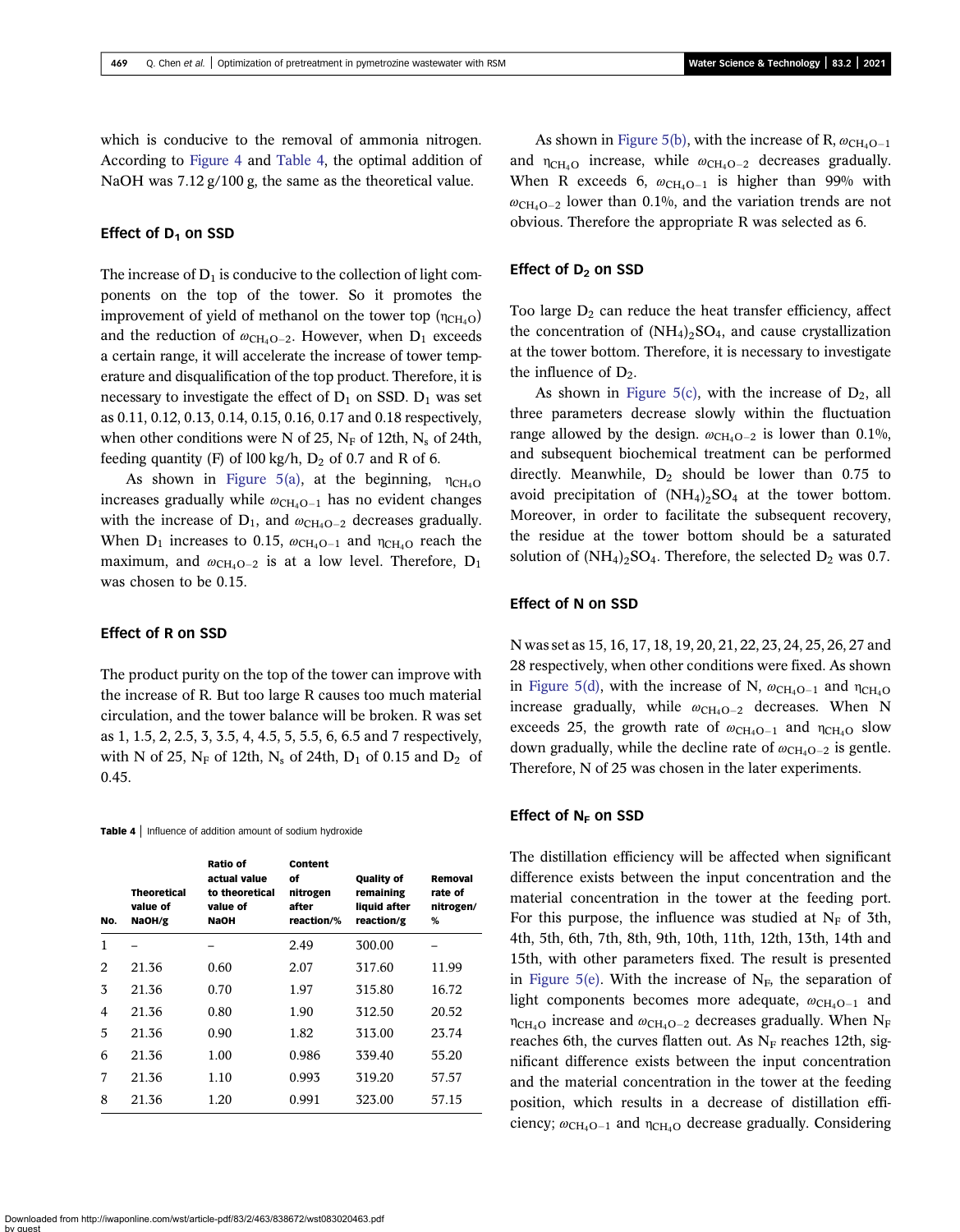which is conducive to the removal of ammonia nitrogen. According to Figure 4 and Table 4, the optimal addition of NaOH was 7.12 g/100 g, the same as the theoretical value.

### Effect of $D_1$ on SSD

The increase of $D_1$ is conducive to the collection of light components on the top of the tower. So it promotes the improvement of yield of methanol on the tower top ($\eta_{CH_4O}$) and the reduction of $\omega_{CH_4O-2}$. However, when $D_1$ exceeds a certain range, it will accelerate the increase of tower temperature and disqualification of the top product. Therefore, it is necessary to investigate the effect of $D_1$ on SSD. $D_1$ was set as 0.11, 0.12, 0.13, 0.14, 0.15, 0.16, 0.17 and 0.18 respectively, when other conditions were N of 25, $N_F$ of 12th, $N_s$ of 24th, feeding quantity (F) of l00 kg/h, $D_2$ of 0.7 and R of 6.

As shown in Figure 5(a), at the beginning, $\eta_{CH_4O}$ increases gradually while $\omega_{CH_4O-1}$ has no evident changes with the increase of $D_1$, and $\omega_{CH_4O-2}$ decreases gradually. When $D_1$ increases to 0.15, $\omega_{CH_4O-1}$ and $\eta_{CH_4O}$ reach the maximum, and $\omega_{CH_4O-2}$ is at a low level. Therefore, $D_1$ was chosen to be 0.15.

### Effect of R on SSD

The product purity on the top of the tower can improve with the increase of R. But too large R causes too much material circulation, and the tower balance will be broken. R was set as 1, 1.5, 2, 2.5, 3, 3.5, 4, 4.5, 5, 5.5, 6, 6.5 and 7 respectively, with N of 25, $N_F$ of 12th, $N_s$ of 24th, $D_1$ of 0.15 and $D_2$ of 0.45.

**Table 4** | Influence of addition amount of sodium hydroxide

| No. | Theoretical value of NaOH/g | Ratio of actual value to theoretical value of NaOH | Content of nitrogen after reaction/% | Quality of remaining liquid after reaction/g | Removal rate of nitrogen/% |
|---|---|---|---|---|---|
| 1 | – | – | 2.49 | 300.00 | – |
| 2 | 21.36 | 0.60 | 2.07 | 317.60 | 11.99 |
| 3 | 21.36 | 0.70 | 1.97 | 315.80 | 16.72 |
| 4 | 21.36 | 0.80 | 1.90 | 312.50 | 20.52 |
| 5 | 21.36 | 0.90 | 1.82 | 313.00 | 23.74 |
| 6 | 21.36 | 1.00 | 0.986 | 339.40 | 55.20 |
| 7 | 21.36 | 1.10 | 0.993 | 319.20 | 57.57 |
| 8 | 21.36 | 1.20 | 0.991 | 323.00 | 57.15 |

As shown in Figure 5(b), with the increase of R, $\omega_{CH_4O-1}$ and $\eta_{CH_4O}$ increase, while $\omega_{CH_4O-2}$ decreases gradually. When R exceeds 6, $\omega_{CH_4O-1}$ is higher than 99% with $\omega_{CH_4O-2}$ lower than 0.1%, and the variation trends are not obvious. Therefore the appropriate R was selected as 6.

### Effect of $D_2$ on SSD

Too large $D_2$ can reduce the heat transfer efficiency, affect the concentration of $(NH_4)_2SO_4$, and cause crystallization at the tower bottom. Therefore, it is necessary to investigate the influence of $D_2$.

As shown in Figure 5(c), with the increase of $D_2$, all three parameters decrease slowly within the fluctuation range allowed by the design. $\omega_{CH_4O-2}$ is lower than 0.1%, and subsequent biochemical treatment can be performed directly. Meanwhile, $D_2$ should be lower than 0.75 to avoid precipitation of $(NH_4)_2SO_4$ at the tower bottom. Moreover, in order to facilitate the subsequent recovery, the residue at the tower bottom should be a saturated solution of $(NH_4)_2SO_4$. Therefore, the selected $D_2$ was 0.7.

### Effect of N on SSD

N was set as 15, 16, 17, 18, 19, 20, 21, 22, 23, 24, 25, 26, 27 and 28 respectively, when other conditions were fixed. As shown in Figure 5(d), with the increase of N, $\omega_{CH_4O-1}$ and $\eta_{CH_4O}$ increase gradually, while $\omega_{CH_4O-2}$ decreases. When N exceeds 25, the growth rate of $\omega_{CH_4O-1}$ and $\eta_{CH_4O}$ slow down gradually, while the decline rate of $\omega_{CH_4O-2}$ is gentle. Therefore, N of 25 was chosen in the later experiments.

### Effect of $N_F$ on SSD

The distillation efficiency will be affected when significant difference exists between the input concentration and the material concentration in the tower at the feeding port. For this purpose, the influence was studied at $N_F$ of 3th, 4th, 5th, 6th, 7th, 8th, 9th, 10th, 11th, 12th, 13th, 14th and 15th, with other parameters fixed. The result is presented in Figure 5(e). With the increase of $N_F$, the separation of light components becomes more adequate, $\omega_{CH_4O-1}$ and $\eta_{CH_4O}$ increase and $\omega_{CH_4O-2}$ decreases gradually. When $N_F$ reaches 6th, the curves flatten out. As $N_F$ reaches 12th, significant difference exists between the input concentration and the material concentration in the tower at the feeding position, which results in a decrease of distillation efficiency; $\omega_{CH_4O-1}$ and $\eta_{CH_4O}$ decrease gradually. Considering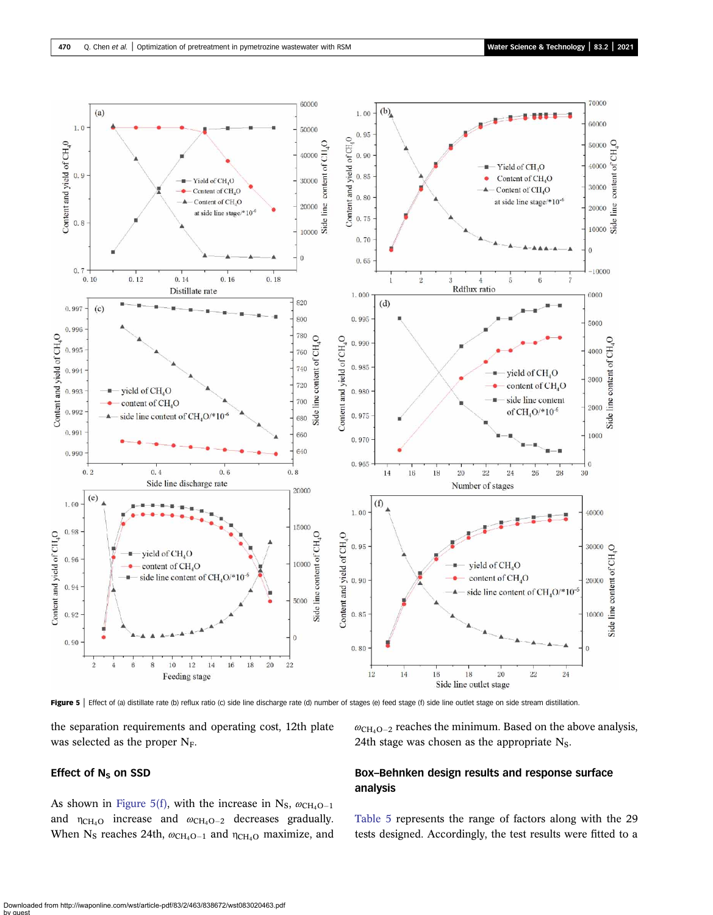**Figure 5** | Effect of (a) distillate rate (b) reflux ratio (c) side line discharge rate (d) number of stages (e) feed stage (f) side line outlet stage on side stream distillation.

the separation requirements and operating cost, 12th plate was selected as the proper $N_F$.

### Effect of $N_S$ on SSD

As shown in Figure 5(f), with the increase in $N_S$, $\omega_{CH_4O-1}$ and $\eta_{CH_4O}$ increase and $\omega_{CH_4O-2}$ decreases gradually. When $N_S$ reaches 24th, $\omega_{CH_4O-1}$ and $\eta_{CH_4O}$ maximize, and $\omega_{CH_4O-2}$ reaches the minimum. Based on the above analysis, 24th stage was chosen as the appropriate $N_S$.

### Box–Behnken design results and response surface analysis

Table 5 represents the range of factors along with the 29 tests designed. Accordingly, the test results were fitted to a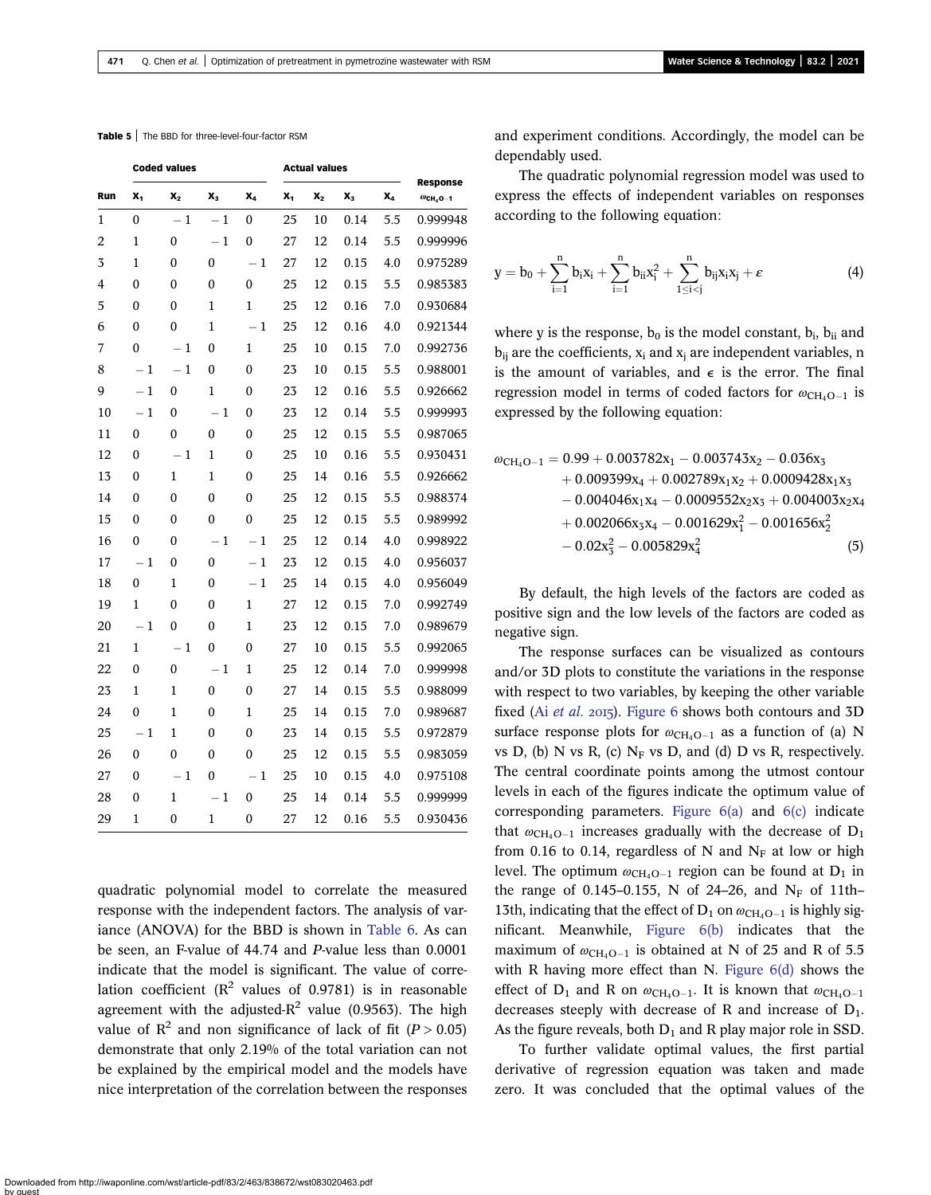**Table 5** | The BBD for three-level-four-factor RSM

| | Coded values | | | | Actual values | | | | Response |
|---|---|---|---|---|---|---|---|---|---|
| Run | $x_1$ | $x_2$ | $x_3$ | $x_4$ | $x_1$ | $x_2$ | $x_3$ | $x_4$ | $\omega_{CH_4O-1}$ |
| 1 | 0 | −1 | −1 | 0 | 25 | 10 | 0.14 | 5.5 | 0.999948 |
| 2 | 1 | 0 | −1 | 0 | 27 | 12 | 0.14 | 5.5 | 0.999996 |
| 3 | 1 | 0 | 0 | −1 | 27 | 12 | 0.15 | 4.0 | 0.975289 |
| 4 | 0 | 0 | 0 | 0 | 25 | 12 | 0.15 | 5.5 | 0.985383 |
| 5 | 0 | 0 | 1 | 1 | 25 | 12 | 0.16 | 7.0 | 0.930684 |
| 6 | 0 | 0 | 1 | −1 | 25 | 12 | 0.16 | 4.0 | 0.921344 |
| 7 | 0 | −1 | 0 | 1 | 25 | 10 | 0.15 | 7.0 | 0.992736 |
| 8 | −1 | −1 | 0 | 0 | 23 | 10 | 0.15 | 5.5 | 0.988001 |
| 9 | −1 | 0 | 1 | 0 | 23 | 12 | 0.16 | 5.5 | 0.926662 |
| 10 | −1 | 0 | −1 | 0 | 23 | 12 | 0.14 | 5.5 | 0.999993 |
| 11 | 0 | 0 | 0 | 0 | 25 | 12 | 0.15 | 5.5 | 0.987065 |
| 12 | 0 | −1 | 1 | 0 | 25 | 10 | 0.16 | 5.5 | 0.930431 |
| 13 | 0 | 1 | 1 | 0 | 25 | 14 | 0.16 | 5.5 | 0.926662 |
| 14 | 0 | 0 | 0 | 0 | 25 | 12 | 0.15 | 5.5 | 0.988374 |
| 15 | 0 | 0 | 0 | 0 | 25 | 12 | 0.15 | 5.5 | 0.989992 |
| 16 | 0 | 0 | −1 | −1 | 25 | 12 | 0.14 | 4.0 | 0.998922 |
| 17 | −1 | 0 | 0 | −1 | 23 | 12 | 0.15 | 4.0 | 0.956037 |
| 18 | 0 | 1 | 0 | −1 | 25 | 14 | 0.15 | 4.0 | 0.956049 |
| 19 | 1 | 0 | 0 | 1 | 27 | 12 | 0.15 | 7.0 | 0.992749 |
| 20 | −1 | 0 | 0 | 1 | 23 | 12 | 0.15 | 7.0 | 0.989679 |
| 21 | 1 | −1 | 0 | 0 | 27 | 10 | 0.15 | 5.5 | 0.992065 |
| 22 | 0 | 0 | −1 | 1 | 25 | 12 | 0.14 | 7.0 | 0.999998 |
| 23 | 1 | 1 | 0 | 0 | 27 | 14 | 0.15 | 5.5 | 0.988099 |
| 24 | 0 | 1 | 0 | 1 | 25 | 14 | 0.15 | 7.0 | 0.989687 |
| 25 | −1 | 1 | 0 | 0 | 23 | 14 | 0.15 | 5.5 | 0.972879 |
| 26 | 0 | 0 | 0 | 0 | 25 | 12 | 0.15 | 5.5 | 0.983059 |
| 27 | 0 | −1 | 0 | −1 | 25 | 10 | 0.15 | 4.0 | 0.975108 |
| 28 | 0 | 1 | −1 | 0 | 25 | 14 | 0.14 | 5.5 | 0.999999 |
| 29 | 1 | 0 | 1 | 0 | 27 | 12 | 0.16 | 5.5 | 0.930436 |

quadratic polynomial model to correlate the measured response with the independent factors. The analysis of variance (ANOVA) for the BBD is shown in Table 6. As can be seen, an F-value of 44.74 and *P*-value less than 0.0001 indicate that the model is significant. The value of correlation coefficient ($R^2$ values of 0.9781) is in reasonable agreement with the adjusted-$R^2$ value (0.9563). The high value of $R^2$ and non significance of lack of fit ($P > 0.05$) demonstrate that only 2.19% of the total variation can not be explained by the empirical model and the models have nice interpretation of the correlation between the responses and experiment conditions. Accordingly, the model can be dependably used.

The quadratic polynomial regression model was used to express the effects of independent variables on responses according to the following equation:

$$y = b_0 + \sum_{i=1}^{n} b_i x_i + \sum_{i=1}^{n} b_{ii} x_i^2 + \sum_{1 \le i < j}^{n} b_{ij} x_i x_j + \varepsilon \tag{4}$$

where y is the response, $b_0$ is the model constant, $b_i$, $b_{ii}$ and $b_{ij}$ are the coefficients, $x_i$ and $x_j$ are independent variables, n is the amount of variables, and $\epsilon$ is the error. The final regression model in terms of coded factors for $\omega_{CH_4O-1}$ is expressed by the following equation:

$$\begin{aligned}\omega_{CH_4O-1} = {} & 0.99 + 0.003782x_1 - 0.003743x_2 - 0.036x_3 \\ & + 0.009399x_4 + 0.002789x_1x_2 + 0.0009428x_1x_3 \\ & - 0.004046x_1x_4 - 0.0009552x_2x_3 + 0.004003x_2x_4 \\ & + 0.002066x_3x_4 - 0.001629x_1^2 - 0.001656x_2^2 \\ & - 0.02x_3^2 - 0.005829x_4^2 \end{aligned} \tag{5}$$

By default, the high levels of the factors are coded as positive sign and the low levels of the factors are coded as negative sign.

The response surfaces can be visualized as contours and/or 3D plots to constitute the variations in the response with respect to two variables, by keeping the other variable fixed (Ai *et al.* 2015). Figure 6 shows both contours and 3D surface response plots for $\omega_{CH_4O-1}$ as a function of (a) N vs D, (b) N vs R, (c) $N_F$ vs D, and (d) D vs R, respectively. The central coordinate points among the utmost contour levels in each of the figures indicate the optimum value of corresponding parameters. Figure 6(a) and 6(c) indicate that $\omega_{CH_4O-1}$ increases gradually with the decrease of $D_1$ from 0.16 to 0.14, regardless of N and $N_F$ at low or high level. The optimum $\omega_{CH_4O-1}$ region can be found at $D_1$ in the range of 0.145–0.155, N of 24–26, and $N_F$ of 11th–13th, indicating that the effect of $D_1$ on $\omega_{CH_4O-1}$ is highly significant. Meanwhile, Figure 6(b) indicates that the maximum of $\omega_{CH_4O-1}$ is obtained at N of 25 and R of 5.5 with R having more effect than N. Figure 6(d) shows the effect of $D_1$ and R on $\omega_{CH_4O-1}$. It is known that $\omega_{CH_4O-1}$ decreases steeply with decrease of R and increase of $D_1$. As the figure reveals, both $D_1$ and R play major role in SSD.

To further validate optimal values, the first partial derivative of regression equation was taken and made zero. It was concluded that the optimal values of the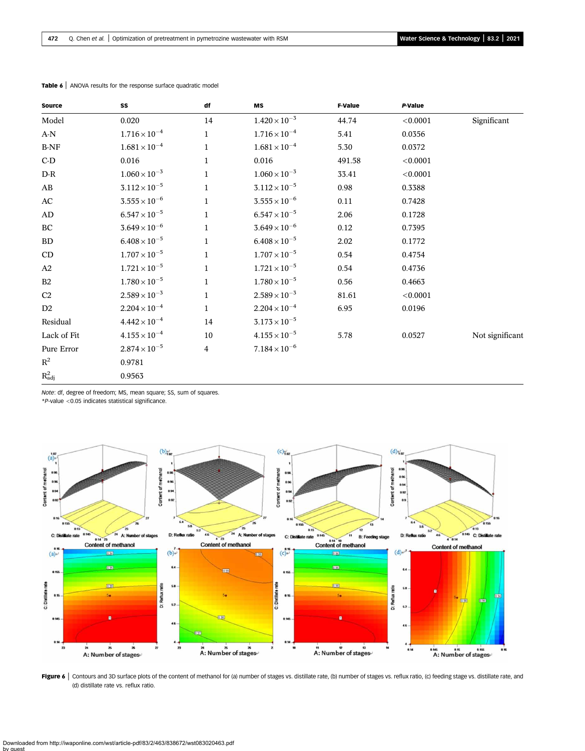**Table 6** | ANOVA results for the response surface quadratic model

| Source | SS | df | MS | F-Value | *P*-Value | |
|---|---|---|---|---|---|---|
| Model | 0.020 | 14 | $1.420 \times 10^{-3}$ | 44.74 | <0.0001 | Significant |
| A-N | $1.716 \times 10^{-4}$ | 1 | $1.716 \times 10^{-4}$ | 5.41 | 0.0356 | |
| B-NF | $1.681 \times 10^{-4}$ | 1 | $1.681 \times 10^{-4}$ | 5.30 | 0.0372 | |
| C-D | 0.016 | 1 | 0.016 | 491.58 | <0.0001 | |
| D-R | $1.060 \times 10^{-3}$ | 1 | $1.060 \times 10^{-3}$ | 33.41 | <0.0001 | |
| AB | $3.112 \times 10^{-5}$ | 1 | $3.112 \times 10^{-5}$ | 0.98 | 0.3388 | |
| AC | $3.555 \times 10^{-6}$ | 1 | $3.555 \times 10^{-6}$ | 0.11 | 0.7428 | |
| AD | $6.547 \times 10^{-5}$ | 1 | $6.547 \times 10^{-5}$ | 2.06 | 0.1728 | |
| BC | $3.649 \times 10^{-6}$ | 1 | $3.649 \times 10^{-6}$ | 0.12 | 0.7395 | |
| BD | $6.408 \times 10^{-5}$ | 1 | $6.408 \times 10^{-5}$ | 2.02 | 0.1772 | |
| CD | $1.707 \times 10^{-5}$ | 1 | $1.707 \times 10^{-5}$ | 0.54 | 0.4754 | |
| A2 | $1.721 \times 10^{-5}$ | 1 | $1.721 \times 10^{-5}$ | 0.54 | 0.4736 | |
| B2 | $1.780 \times 10^{-5}$ | 1 | $1.780 \times 10^{-5}$ | 0.56 | 0.4663 | |
| C2 | $2.589 \times 10^{-3}$ | 1 | $2.589 \times 10^{-3}$ | 81.61 | <0.0001 | |
| D2 | $2.204 \times 10^{-4}$ | 1 | $2.204 \times 10^{-4}$ | 6.95 | 0.0196 | |
| Residual | $4.442 \times 10^{-4}$ | 14 | $3.173 \times 10^{-5}$ | | | |
| Lack of Fit | $4.155 \times 10^{-4}$ | 10 | $4.155 \times 10^{-5}$ | 5.78 | 0.0527 | Not significant |
| Pure Error | $2.874 \times 10^{-5}$ | 4 | $7.184 \times 10^{-6}$ | | | |
| $R^2$ | 0.9781 | | | | | |
| $R^2_{adj}$ | 0.9563 | | | | | |

*Note*: df, degree of freedom; MS, mean square; SS, sum of squares.
\**P*-value <0.05 indicates statistical significance.

**Figure 6** | Contours and 3D surface plots of the content of methanol for (a) number of stages vs. distillate rate, (b) number of stages vs. reflux ratio, (c) feeding stage vs. distillate rate, and (d) distillate rate vs. reflux ratio.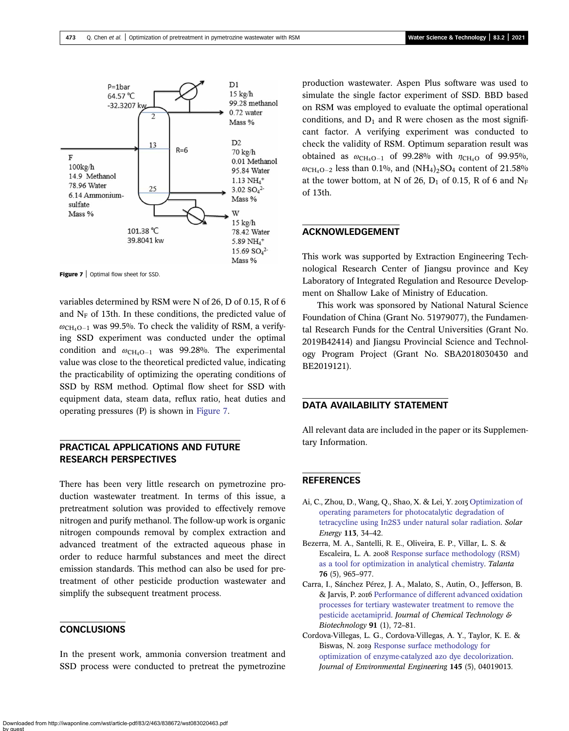Figure 7 | Optimal flow sheet for SSD.

variables determined by RSM were N of 26, D of 0.15, R of 6 and $N_F$ of 13th. In these conditions, the predicted value of $\omega_{CH_4O-1}$ was 99.5%. To check the validity of RSM, a verifying SSD experiment was conducted under the optimal condition and $\omega_{CH_4O-1}$ was 99.28%. The experimental value was close to the theoretical predicted value, indicating the practicability of optimizing the operating conditions of SSD by RSM method. Optimal flow sheet for SSD with equipment data, steam data, reflux ratio, heat duties and operating pressures (P) is shown in Figure 7.

## PRACTICAL APPLICATIONS AND FUTURE RESEARCH PERSPECTIVES

There has been very little research on pymetrozine production wastewater treatment. In terms of this issue, a pretreatment solution was provided to effectively remove nitrogen and purify methanol. The follow-up work is organic nitrogen compounds removal by complex extraction and advanced treatment of the extracted aqueous phase in order to reduce harmful substances and meet the direct emission standards. This method can also be used for pretreatment of other pesticide production wastewater and simplify the subsequent treatment process.

## CONCLUSIONS

In the present work, ammonia conversion treatment and SSD process were conducted to pretreat the pymetrozine production wastewater. Aspen Plus software was used to simulate the single factor experiment of SSD. BBD based on RSM was employed to evaluate the optimal operational conditions, and $D_1$ and R were chosen as the most significant factor. A verifying experiment was conducted to check the validity of RSM. Optimum separation result was obtained as $\omega_{CH_4O-1}$ of 99.28% with $\eta_{CH_4O}$ of 99.95%, $\omega_{CH_4O-2}$ less than 0.1%, and $(NH_4)_2SO_4$ content of 21.58% at the tower bottom, at N of 26, $D_1$ of 0.15, R of 6 and $N_F$ of 13th.

## ACKNOWLEDGEMENT

This work was supported by Extraction Engineering Technological Research Center of Jiangsu province and Key Laboratory of Integrated Regulation and Resource Development on Shallow Lake of Ministry of Education.

This work was sponsored by National Natural Science Foundation of China (Grant No. 51979077), the Fundamental Research Funds for the Central Universities (Grant No. 2019B42414) and Jiangsu Provincial Science and Technology Program Project (Grant No. SBA2018030430 and BE2019121).

## DATA AVAILABILITY STATEMENT

All relevant data are included in the paper or its Supplementary Information.

## REFERENCES

Ai, C., Zhou, D., Wang, Q., Shao, X. & Lei, Y. 2015 Optimization of operating parameters for photocatalytic degradation of tetracycline using In2S3 under natural solar radiation. *Solar Energy* **113**, 34–42.

Bezerra, M. A., Santelli, R. E., Oliveira, E. P., Villar, L. S. & Escaleira, L. A. 2008 Response surface methodology (RSM) as a tool for optimization in analytical chemistry. *Talanta* **76** (5), 965–977.

Carra, I., Sánchez Pérez, J. A., Malato, S., Autin, O., Jefferson, B. & Jarvis, P. 2016 Performance of different advanced oxidation processes for tertiary wastewater treatment to remove the pesticide acetamiprid. *Journal of Chemical Technology & Biotechnology* **91** (1), 72–81.

Cordova-Villegas, L. G., Cordova-Villegas, A. Y., Taylor, K. E. & Biswas, N. 2019 Response surface methodology for optimization of enzyme-catalyzed azo dye decolorization. *Journal of Environmental Engineering* **145** (5), 04019013.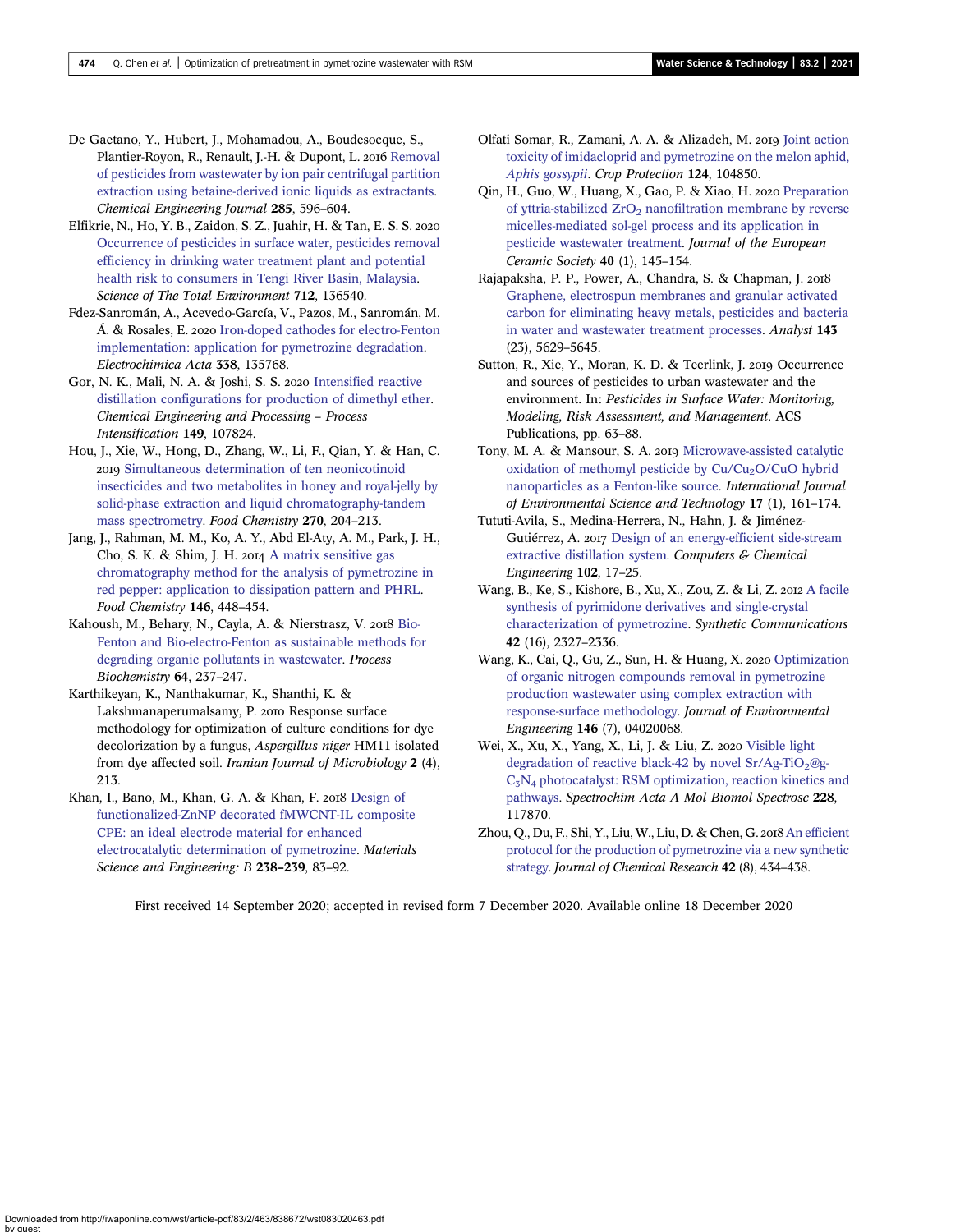De Gaetano, Y., Hubert, J., Mohamadou, A., Boudesocque, S., Plantier-Royon, R., Renault, J.-H. & Dupont, L. 2016 Removal of pesticides from wastewater by ion pair centrifugal partition extraction using betaine-derived ionic liquids as extractants. *Chemical Engineering Journal* **285**, 596–604.

Elfikrie, N., Ho, Y. B., Zaidon, S. Z., Juahir, H. & Tan, E. S. S. 2020 Occurrence of pesticides in surface water, pesticides removal efficiency in drinking water treatment plant and potential health risk to consumers in Tengi River Basin, Malaysia. *Science of The Total Environment* **712**, 136540.

Fdez-Sanromán, A., Acevedo-García, V., Pazos, M., Sanromán, M. Á. & Rosales, E. 2020 Iron-doped cathodes for electro-Fenton implementation: application for pymetrozine degradation. *Electrochimica Acta* **338**, 135768.

Gor, N. K., Mali, N. A. & Joshi, S. S. 2020 Intensified reactive distillation configurations for production of dimethyl ether. *Chemical Engineering and Processing – Process Intensification* **149**, 107824.

Hou, J., Xie, W., Hong, D., Zhang, W., Li, F., Qian, Y. & Han, C. 2019 Simultaneous determination of ten neonicotinoid insecticides and two metabolites in honey and royal-jelly by solid-phase extraction and liquid chromatography-tandem mass spectrometry. *Food Chemistry* **270**, 204–213.

Jang, J., Rahman, M. M., Ko, A. Y., Abd El-Aty, A. M., Park, J. H., Cho, S. K. & Shim, J. H. 2014 A matrix sensitive gas chromatography method for the analysis of pymetrozine in red pepper: application to dissipation pattern and PHRL. *Food Chemistry* **146**, 448–454.

Kahoush, M., Behary, N., Cayla, A. & Nierstrasz, V. 2018 Bio-Fenton and Bio-electro-Fenton as sustainable methods for degrading organic pollutants in wastewater. *Process Biochemistry* **64**, 237–247.

Karthikeyan, K., Nanthakumar, K., Shanthi, K. & Lakshmanaperumalsamy, P. 2010 Response surface methodology for optimization of culture conditions for dye decolorization by a fungus, *Aspergillus niger* HM11 isolated from dye affected soil. *Iranian Journal of Microbiology* **2** (4), 213.

Khan, I., Bano, M., Khan, G. A. & Khan, F. 2018 Design of functionalized-ZnNP decorated fMWCNT-IL composite CPE: an ideal electrode material for enhanced electrocatalytic determination of pymetrozine. *Materials Science and Engineering: B* **238–239**, 83–92.

Olfati Somar, R., Zamani, A. A. & Alizadeh, M. 2019 Joint action toxicity of imidacloprid and pymetrozine on the melon aphid, *Aphis gossypii*. *Crop Protection* **124**, 104850.

Qin, H., Guo, W., Huang, X., Gao, P. & Xiao, H. 2020 Preparation of yttria-stabilized $ZrO_2$ nanofiltration membrane by reverse micelles-mediated sol-gel process and its application in pesticide wastewater treatment. *Journal of the European Ceramic Society* **40** (1), 145–154.

Rajapaksha, P. P., Power, A., Chandra, S. & Chapman, J. 2018 Graphene, electrospun membranes and granular activated carbon for eliminating heavy metals, pesticides and bacteria in water and wastewater treatment processes. *Analyst* **143** (23), 5629–5645.

Sutton, R., Xie, Y., Moran, K. D. & Teerlink, J. 2019 Occurrence and sources of pesticides to urban wastewater and the environment. In: *Pesticides in Surface Water: Monitoring, Modeling, Risk Assessment, and Management*. ACS Publications, pp. 63–88.

Tony, M. A. & Mansour, S. A. 2019 Microwave-assisted catalytic oxidation of methomyl pesticide by $Cu/Cu_2O/CuO$ hybrid nanoparticles as a Fenton-like source. *International Journal of Environmental Science and Technology* **17** (1), 161–174.

Tututi-Avila, S., Medina-Herrera, N., Hahn, J. & Jiménez-Gutiérrez, A. 2017 Design of an energy-efficient side-stream extractive distillation system. *Computers & Chemical Engineering* **102**, 17–25.

Wang, B., Ke, S., Kishore, B., Xu, X., Zou, Z. & Li, Z. 2012 A facile synthesis of pyrimidone derivatives and single-crystal characterization of pymetrozine. *Synthetic Communications* **42** (16), 2327–2336.

Wang, K., Cai, Q., Gu, Z., Sun, H. & Huang, X. 2020 Optimization of organic nitrogen compounds removal in pymetrozine production wastewater using complex extraction with response-surface methodology. *Journal of Environmental Engineering* **146** (7), 04020068.

Wei, X., Xu, X., Yang, X., Li, J. & Liu, Z. 2020 Visible light degradation of reactive black-42 by novel $Sr/Ag\text{-}TiO_2@g\text{-}C_3N_4$ photocatalyst: RSM optimization, reaction kinetics and pathways. *Spectrochim Acta A Mol Biomol Spectrosc* **228**, 117870.

Zhou, Q., Du, F., Shi, Y., Liu, W., Liu, D. & Chen, G. 2018 An efficient protocol for the production of pymetrozine via a new synthetic strategy. *Journal of Chemical Research* **42** (8), 434–438.

First received 14 September 2020; accepted in revised form 7 December 2020. Available online 18 December 2020